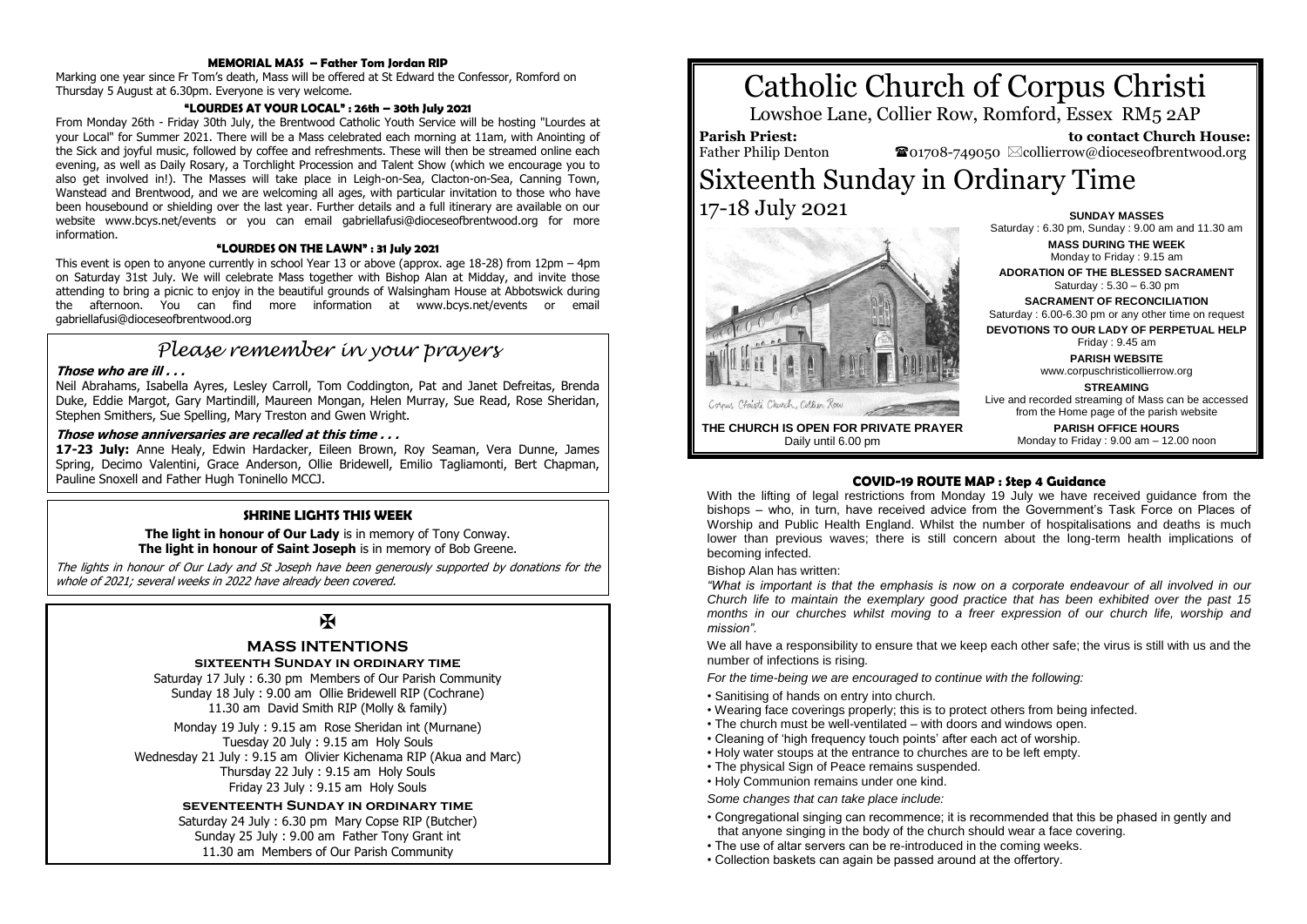#### MEMORIAL MASS – Father Tom Jordan RIP

Marking one year since Fr Tom's death, Mass will be offered at St Edward the Confessor, Romford on Thursday 5 August at 6.30pm. Everyone is very welcome.

#### "LOURDES AT YOUR LOCAL" : 26th – 30th July 2021

From Monday 26th - Friday 30th July, the Brentwood Catholic Youth Service will be hosting "Lourdes at your Local" for Summer 2021. There will be a Mass celebrated each morning at 11am, with Anointing of the Sick and joyful music, followed by coffee and refreshments. These will then be streamed online each evening, as well as Daily Rosary, a Torchlight Procession and Talent Show (which we encourage you to also get involved in!). The Masses will take place in Leigh-on-Sea, Clacton-on-Sea, Canning Town, Wanstead and Brentwood, and we are welcoming all ages, with particular invitation to those who have been housebound or shielding over the last year. Further details and a full itinerary are available on our website www.bcys.net/events or you can email gabriellafusi@dioceseofbrentwood.org for more information.

#### "LOURDES ON THE LAWN" : 31 July 2021

This event is open to anyone currently in school Year 13 or above (approx. age 18-28) from 12pm – 4pm on Saturday 31st July. We will celebrate Mass together with Bishop Alan at Midday, and invite those attending to bring a picnic to enjoy in the beautiful grounds of Walsingham House at Abbotswick during the afternoon. You can find more information at www.bcys.net/events or email gabriellafusi@dioceseofbrentwood.org

## *Please remember in your prayers*

***Those who are ill . . .***

Neil Abrahams, Isabella Ayres, Lesley Carroll, Tom Coddington, Pat and Janet Defreitas, Brenda Duke, Eddie Margot, Gary Martindill, Maureen Mongan, Helen Murray, Sue Read, Rose Sheridan, Stephen Smithers, Sue Spelling, Mary Treston and Gwen Wright.

***Those whose anniversaries are recalled at this time . . .***

**17-23 July:** Anne Healy, Edwin Hardacker, Eileen Brown, Roy Seaman, Vera Dunne, James Spring, Decimo Valentini, Grace Anderson, Ollie Bridewell, Emilio Tagliamonti, Bert Chapman, Pauline Snoxell and Father Hugh Toninello MCCJ.

### SHRINE LIGHTS THIS WEEK

**The light in honour of Our Lady** is in memory of Tony Conway.
**The light in honour of Saint Joseph** is in memory of Bob Greene.

*The lights in honour of Our Lady and St Joseph have been generously supported by donations for the whole of 2021; several weeks in 2022 have already been covered.*

✠

### MASS INTENTIONS

#### SIXTEENTH SUNDAY IN ORDINARY TIME

Saturday 17 July : 6.30 pm Members of Our Parish Community
Sunday 18 July : 9.00 am Ollie Bridewell RIP (Cochrane)
11.30 am David Smith RIP (Molly & family)

Monday 19 July : 9.15 am Rose Sheridan int (Murnane)
Tuesday 20 July : 9.15 am Holy Souls
Wednesday 21 July : 9.15 am Olivier Kichenama RIP (Akua and Marc)
Thursday 22 July : 9.15 am Holy Souls
Friday 23 July : 9.15 am Holy Souls

#### SEVENTEENTH SUNDAY IN ORDINARY TIME

Saturday 24 July : 6.30 pm Mary Copse RIP (Butcher)
Sunday 25 July : 9.00 am Father Tony Grant int
11.30 am Members of Our Parish Community

# Catholic Church of Corpus Christi

Lowshoe Lane, Collier Row, Romford, Essex RM5 2AP

**Parish Priest:** Father Philip Denton

**to contact Church House:** ☎01708-749050 ✉collierrow@dioceseofbrentwood.org

# Sixteenth Sunday in Ordinary Time

## 17-18 July 2021

Corpus Christi Church, Collier Row

**THE CHURCH IS OPEN FOR PRIVATE PRAYER**
Daily until 6.00 pm

**SUNDAY MASSES**
Saturday : 6.30 pm, Sunday : 9.00 am and 11.30 am

**MASS DURING THE WEEK**
Monday to Friday : 9.15 am

**ADORATION OF THE BLESSED SACRAMENT**
Saturday : 5.30 – 6.30 pm

**SACRAMENT OF RECONCILIATION**
Saturday : 6.00-6.30 pm or any other time on request

**DEVOTIONS TO OUR LADY OF PERPETUAL HELP**
Friday : 9.45 am

**PARISH WEBSITE**
www.corpuschristicollierrow.org

**STREAMING**
Live and recorded streaming of Mass can be accessed from the Home page of the parish website

**PARISH OFFICE HOURS**
Monday to Friday : 9.00 am – 12.00 noon

### COVID-19 ROUTE MAP : Step 4 Guidance

With the lifting of legal restrictions from Monday 19 July we have received guidance from the bishops – who, in turn, have received advice from the Government's Task Force on Places of Worship and Public Health England. Whilst the number of hospitalisations and deaths is much lower than previous waves; there is still concern about the long-term health implications of becoming infected.

Bishop Alan has written:

*"What is important is that the emphasis is now on a corporate endeavour of all involved in our Church life to maintain the exemplary good practice that has been exhibited over the past 15 months in our churches whilst moving to a freer expression of our church life, worship and mission".*

We all have a responsibility to ensure that we keep each other safe; the virus is still with us and the number of infections is rising.

*For the time-being we are encouraged to continue with the following:*

- Sanitising of hands on entry into church.
- Wearing face coverings properly; this is to protect others from being infected.
- The church must be well-ventilated – with doors and windows open.
- Cleaning of 'high frequency touch points' after each act of worship.
- Holy water stoups at the entrance to churches are to be left empty.
- The physical Sign of Peace remains suspended.
- Holy Communion remains under one kind.

*Some changes that can take place include:*

- Congregational singing can recommence; it is recommended that this be phased in gently and that anyone singing in the body of the church should wear a face covering.
- The use of altar servers can be re-introduced in the coming weeks.
- Collection baskets can again be passed around at the offertory.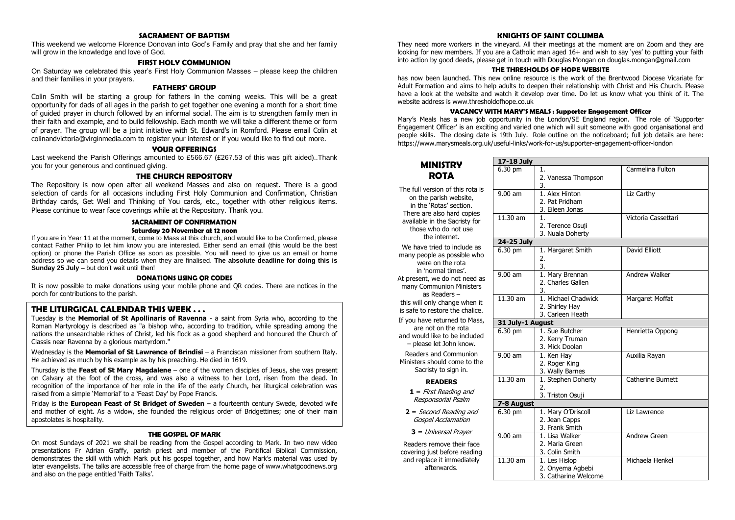## SACRAMENT OF BAPTISM

This weekend we welcome Florence Donovan into God's Family and pray that she and her family will grow in the knowledge and love of God.

## FIRST HOLY COMMUNION

On Saturday we celebrated this year's First Holy Communion Masses – please keep the children and their families in your prayers.

## FATHERS' GROUP

Colin Smith will be starting a group for fathers in the coming weeks. This will be a great opportunity for dads of all ages in the parish to get together one evening a month for a short time of guided prayer in church followed by an informal social. The aim is to strengthen family men in their faith and example, and to build fellowship. Each month we will take a different theme or form of prayer. The group will be a joint initiative with St. Edward's in Romford. Please email Colin at colinandvictoria@virginmedia.com to register your interest or if you would like to find out more.

## YOUR OFFERINGS

Last weekend the Parish Offerings amounted to £566.67 (£267.53 of this was gift aided)..Thank you for your generous and continued giving.

## THE CHURCH REPOSITORY

The Repository is now open after all weekend Masses and also on request. There is a good selection of cards for all occasions including First Holy Communion and Confirmation, Christian Birthday cards, Get Well and Thinking of You cards, etc., together with other religious items. Please continue to wear face coverings while at the Repository. Thank you.

## SACRAMENT OF CONFIRMATION

**Saturday 20 November at 12 noon**

If you are in Year 11 at the moment, come to Mass at this church, and would like to be Confirmed, please contact Father Philip to let him know you are interested. Either send an email (this would be the best option) or phone the Parish Office as soon as possible. You will need to give us an email or home address so we can send you details when they are finalised. **The absolute deadline for doing this is Sunday 25 July** – but don't wait until then!

## DONATIONS USING QR CODES

It is now possible to make donations using your mobile phone and QR codes. There are notices in the porch for contributions to the parish.

## THE LITURGICAL CALENDAR THIS WEEK . . .

Tuesday is the **Memorial of St Apollinaris of Ravenna** - a saint from Syria who, according to the Roman Martyrology is described as "a bishop who, according to tradition, while spreading among the nations the unsearchable riches of Christ, led his flock as a good shepherd and honoured the Church of Classis near Ravenna by a glorious martyrdom."

Wednesday is the **Memorial of St Lawrence of Brindisi** – a Franciscan missioner from southern Italy. He achieved as much by his example as by his preaching. He died in 1619.

Thursday is the **Feast of St Mary Magdalene** – one of the women disciples of Jesus, she was present on Calvary at the foot of the cross, and was also a witness to her Lord, risen from the dead. In recognition of the importance of her role in the life of the early Church, her liturgical celebration was raised from a simple 'Memorial' to a 'Feast Day' by Pope Francis.

Friday is the **European Feast of St Bridget of Sweden** – a fourteenth century Swede, devoted wife and mother of eight. As a widow, she founded the religious order of Bridgettines; one of their main apostolates is hospitality.

## THE GOSPEL OF MARK

On most Sundays of 2021 we shall be reading from the Gospel according to Mark. In two new video presentations Fr Adrian Graffy, parish priest and member of the Pontifical Biblical Commission, demonstrates the skill with which Mark put his gospel together, and how Mark's material was used by later evangelists. The talks are accessible free of charge from the home page of www.whatgoodnews.org and also on the page entitled 'Faith Talks'.

## KNIGHTS OF SAINT COLUMBA

They need more workers in the vineyard. All their meetings at the moment are on Zoom and they are looking for new members. If you are a Catholic man aged 16+ and wish to say 'yes' to putting your faith into action by good deeds, please get in touch with Douglas Mongan on douglas.mongan@gmail.com

## THE THRESHOLDS OF HOPE WEBSITE

has now been launched. This new online resource is the work of the Brentwood Diocese Vicariate for Adult Formation and aims to help adults to deepen their relationship with Christ and His Church. Please have a look at the website and watch it develop over time. Do let us know what you think of it. The website address is www.thresholdofhope.co.uk

## VACANCY WITH MARY'S MEALS : Supporter Engagement Officer

Mary's Meals has a new job opportunity in the London/SE England region. The role of 'Supporter Engagement Officer' is an exciting and varied one which will suit someone with good organisational and people skills. The closing date is 19th July. Role outline on the noticeboard; full job details are here: https://www.marysmeals.org.uk/useful-links/work-for-us/supporter-engagement-officer-london

## MINISTRY ROTA

The full version of this rota is on the parish website, in the 'Rotas' section. There are also hard copies available in the Sacristy for those who do not use the internet.

We have tried to include as many people as possible who were on the rota in 'normal times'. At present, we do not need as many Communion Ministers as Readers – this will only change when it is safe to restore the chalice.

If you have returned to Mass, are not on the rota and would like to be included – please let John know.

Readers and Communion Ministers should come to the Sacristy to sign in.

### READERS

**1** = *First Reading and Responsorial Psalm*

**2** = *Second Reading and Gospel Acclamation*

**3** = *Universal Prayer*

Readers remove their face covering just before reading and replace it immediately afterwards.

| | | |
|---|---|---|
| **17-18 July** | | |
| 6.30 pm | 1.<br>2. Vanessa Thompson<br>3. | Carmelina Fulton |
| 9.00 am | 1. Alex Hinton<br>2. Pat Pridham<br>3. Eileen Jonas | Liz Carthy |
| 11.30 am | 1.<br>2. Terence Osuji<br>3. Nuala Doherty | Victoria Cassettari |
| **24-25 July** | | |
| 6.30 pm | 1. Margaret Smith<br>2.<br>3. | David Elliott |
| 9.00 am | 1. Mary Brennan<br>2. Charles Gallen<br>3. | Andrew Walker |
| 11.30 am | 1. Michael Chadwick<br>2. Shirley Hay<br>3. Carleen Heath | Margaret Moffat |
| **31 July-1 August** | | |
| 6.30 pm | 1. Sue Butcher<br>2. Kerry Truman<br>3. Mick Doolan | Henrietta Oppong |
| 9.00 am | 1. Ken Hay<br>2. Roger King<br>3. Wally Barnes | Auxilia Rayan |
| 11.30 am | 1. Stephen Doherty<br>2.<br>3. Triston Osuji | Catherine Burnett |
| **7-8 August** | | |
| 6.30 pm | 1. Mary O'Driscoll<br>2. Jean Capps<br>3. Frank Smith | Liz Lawrence |
| 9.00 am | 1. Lisa Walker<br>2. Maria Green<br>3. Colin Smith | Andrew Green |
| 11.30 am | 1. Les Hislop<br>2. Onyema Agbebi<br>3. Catharine Welcome | Michaela Henkel |